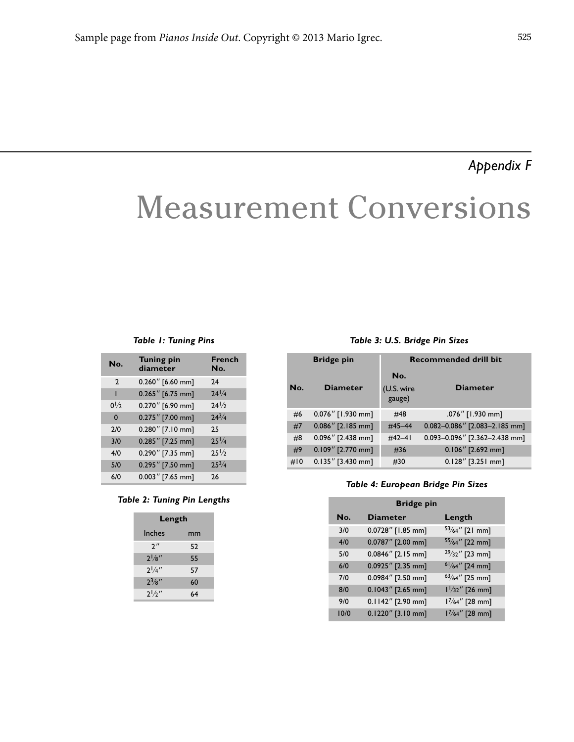*Appendix F*

# Measurement Conversions

***Table 1: Tuning Pins***

| No. | Tuning pin diameter | French No. |
|---|---|---|
| 2 | 0.260″ [6.60 mm] | 24 |
| 1 | 0.265″ [6.75 mm] | 24¼ |
| 0½ | 0.270″ [6.90 mm] | 24½ |
| 0 | 0.275″ [7.00 mm] | 24¾ |
| 2/0 | 0.280″ [7.10 mm] | 25 |
| 3/0 | 0.285″ [7.25 mm] | 25¼ |
| 4/0 | 0.290″ [7.35 mm] | 25½ |
| 5/0 | 0.295″ [7.50 mm] | 25¾ |
| 6/0 | 0.003″ [7.65 mm] | 26 |

***Table 2: Tuning Pin Lengths***

| Length | |
|---|---|
| Inches | mm |
| 2″ | 52 |
| 2⅛″ | 55 |
| 2¼″ | 57 |
| 2⅜″ | 60 |
| 2½″ | 64 |

***Table 3: U.S. Bridge Pin Sizes***

| Bridge pin | | Recommended drill bit | |
|---|---|---|---|
| No. | Diameter | No. (U.S. wire gauge) | Diameter |
| #6 | 0.076″ [1.930 mm] | #48 | .076″ [1.930 mm] |
| #7 | 0.086″ [2.185 mm] | #45–44 | 0.082–0.086″ [2.083–2.185 mm] |
| #8 | 0.096″ [2.438 mm] | #42–41 | 0.093–0.096″ [2.362–2.438 mm] |
| #9 | 0.109″ [2.770 mm] | #36 | 0.106″ [2.692 mm] |
| #10 | 0.135″ [3.430 mm] | #30 | 0.128″ [3.251 mm] |

***Table 4: European Bridge Pin Sizes***

| Bridge pin | | |
|---|---|---|
| No. | Diameter | Length |
| 3/0 | 0.0728″ [1.85 mm] | 53/64″ [21 mm] |
| 4/0 | 0.0787″ [2.00 mm] | 55/64″ [22 mm] |
| 5/0 | 0.0846″ [2.15 mm] | 29/32″ [23 mm] |
| 6/0 | 0.0925″ [2.35 mm] | 61/64″ [24 mm] |
| 7/0 | 0.0984″ [2.50 mm] | 63/64″ [25 mm] |
| 8/0 | 0.1043″ [2.65 mm] | 1 1/32″ [26 mm] |
| 9/0 | 0.1142″ [2.90 mm] | 1 7/64″ [28 mm] |
| 10/0 | 0.1220″ [3.10 mm] | 1 7/64″ [28 mm] |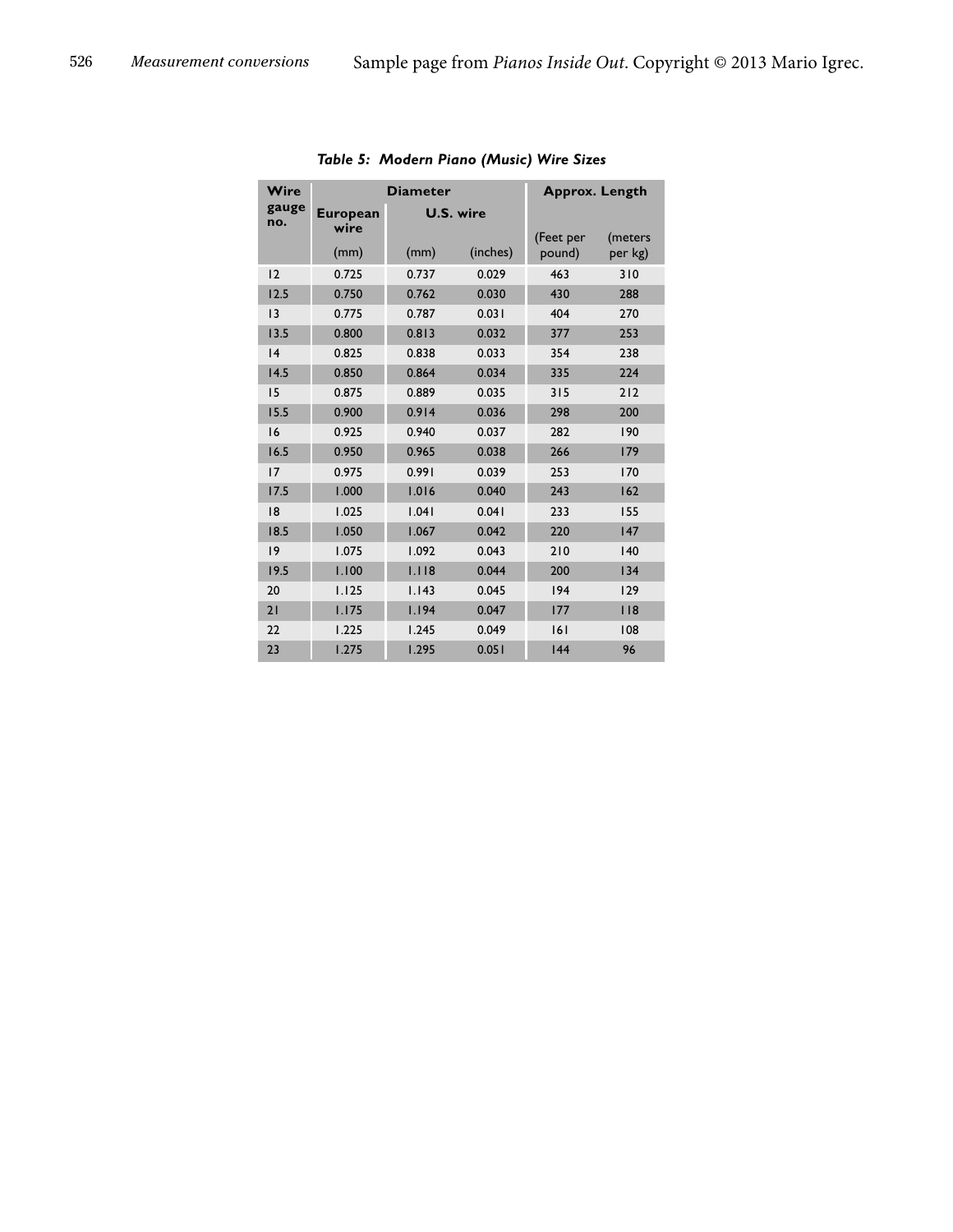*Table 5: Modern Piano (Music) Wire Sizes*

| Wire gauge no. | Diameter | | | Approx. Length | |
|---|---|---|---|---|---|
| | European wire | U.S. wire | | | |
| | (mm) | (mm) | (inches) | (Feet per pound) | (meters per kg) |
| 12 | 0.725 | 0.737 | 0.029 | 463 | 310 |
| 12.5 | 0.750 | 0.762 | 0.030 | 430 | 288 |
| 13 | 0.775 | 0.787 | 0.031 | 404 | 270 |
| 13.5 | 0.800 | 0.813 | 0.032 | 377 | 253 |
| 14 | 0.825 | 0.838 | 0.033 | 354 | 238 |
| 14.5 | 0.850 | 0.864 | 0.034 | 335 | 224 |
| 15 | 0.875 | 0.889 | 0.035 | 315 | 212 |
| 15.5 | 0.900 | 0.914 | 0.036 | 298 | 200 |
| 16 | 0.925 | 0.940 | 0.037 | 282 | 190 |
| 16.5 | 0.950 | 0.965 | 0.038 | 266 | 179 |
| 17 | 0.975 | 0.991 | 0.039 | 253 | 170 |
| 17.5 | 1.000 | 1.016 | 0.040 | 243 | 162 |
| 18 | 1.025 | 1.041 | 0.041 | 233 | 155 |
| 18.5 | 1.050 | 1.067 | 0.042 | 220 | 147 |
| 19 | 1.075 | 1.092 | 0.043 | 210 | 140 |
| 19.5 | 1.100 | 1.118 | 0.044 | 200 | 134 |
| 20 | 1.125 | 1.143 | 0.045 | 194 | 129 |
| 21 | 1.175 | 1.194 | 0.047 | 177 | 118 |
| 22 | 1.225 | 1.245 | 0.049 | 161 | 108 |
| 23 | 1.275 | 1.295 | 0.051 | 144 | 96 |